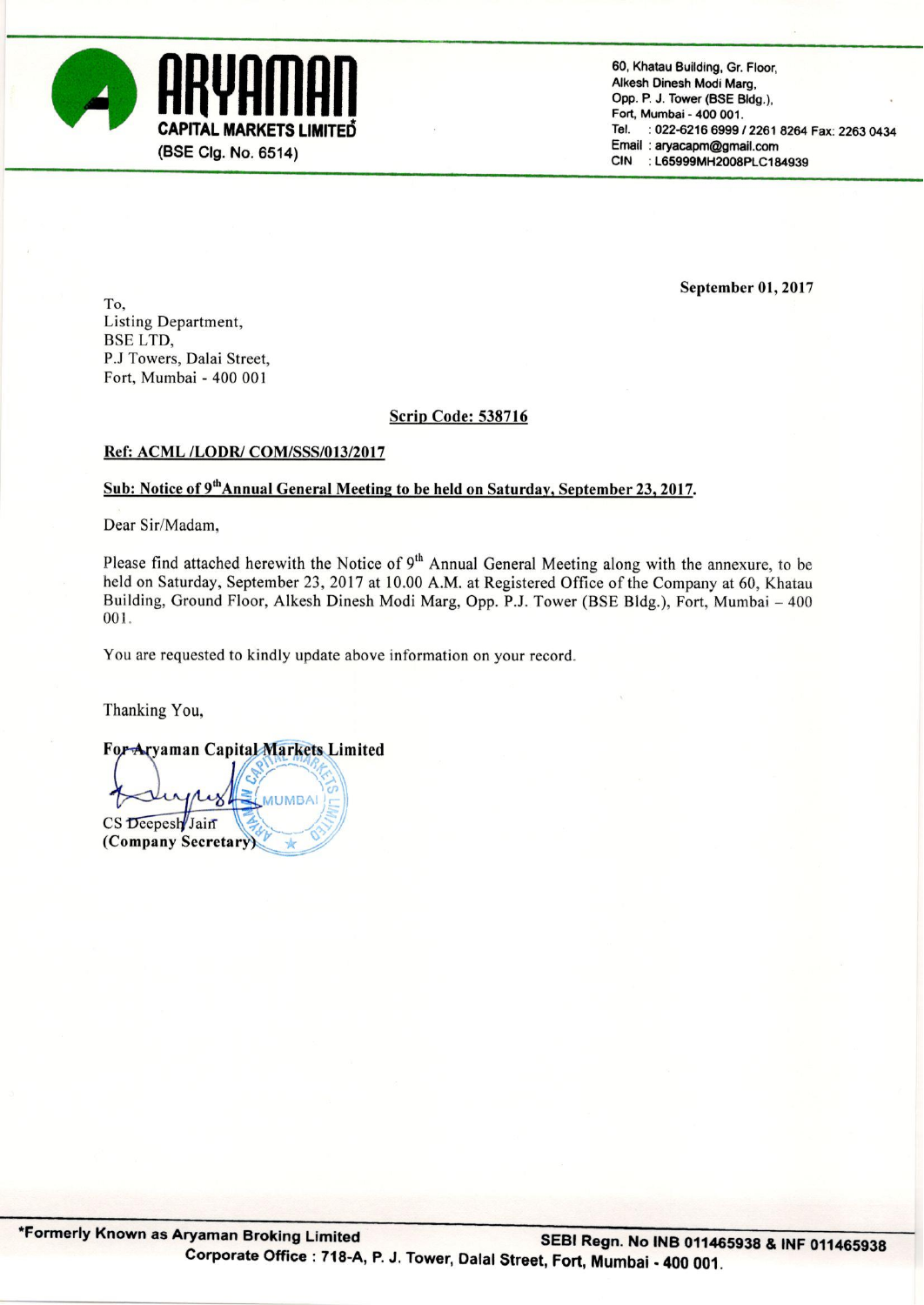**ARYAMAN**
**CAPITAL MARKETS LIMITED***
(BSE Clg. No. 6514)

60, Khatau Building, Gr. Floor,
Alkesh Dinesh Modi Marg,
Opp. P. J. Tower (BSE Bldg.),
Fort, Mumbai - 400 001.
Tel. : 022-6216 6999 / 2261 8264 Fax: 2263 0434
Email : aryacapm@gmail.com
CIN : L65999MH2008PLC184939

**September 01, 2017**

To,
Listing Department,
BSE LTD,
P.J Towers, Dalal Street,
Fort, Mumbai - 400 001

**Scrip Code: 538716**

**Ref: ACML /LODR/ COM/SSS/013/2017**

**Sub: Notice of 9th Annual General Meeting to be held on Saturday, September 23, 2017.**

Dear Sir/Madam,

Please find attached herewith the Notice of 9th Annual General Meeting along with the annexure, to be held on Saturday, September 23, 2017 at 10.00 A.M. at Registered Office of the Company at 60, Khatau Building, Ground Floor, Alkesh Dinesh Modi Marg, Opp. P.J. Tower (BSE Bldg.), Fort, Mumbai – 400 001.

You are requested to kindly update above information on your record.

Thanking You,

**For Aryaman Capital Markets Limited**

CS Deepesh Jain
**(Company Secretary)**

**\*Formerly Known as Aryaman Broking Limited** **SEBI Regn. No INB 011465938 & INF 011465938**
**Corporate Office : 718-A, P. J. Tower, Dalal Street, Fort, Mumbai - 400 001.**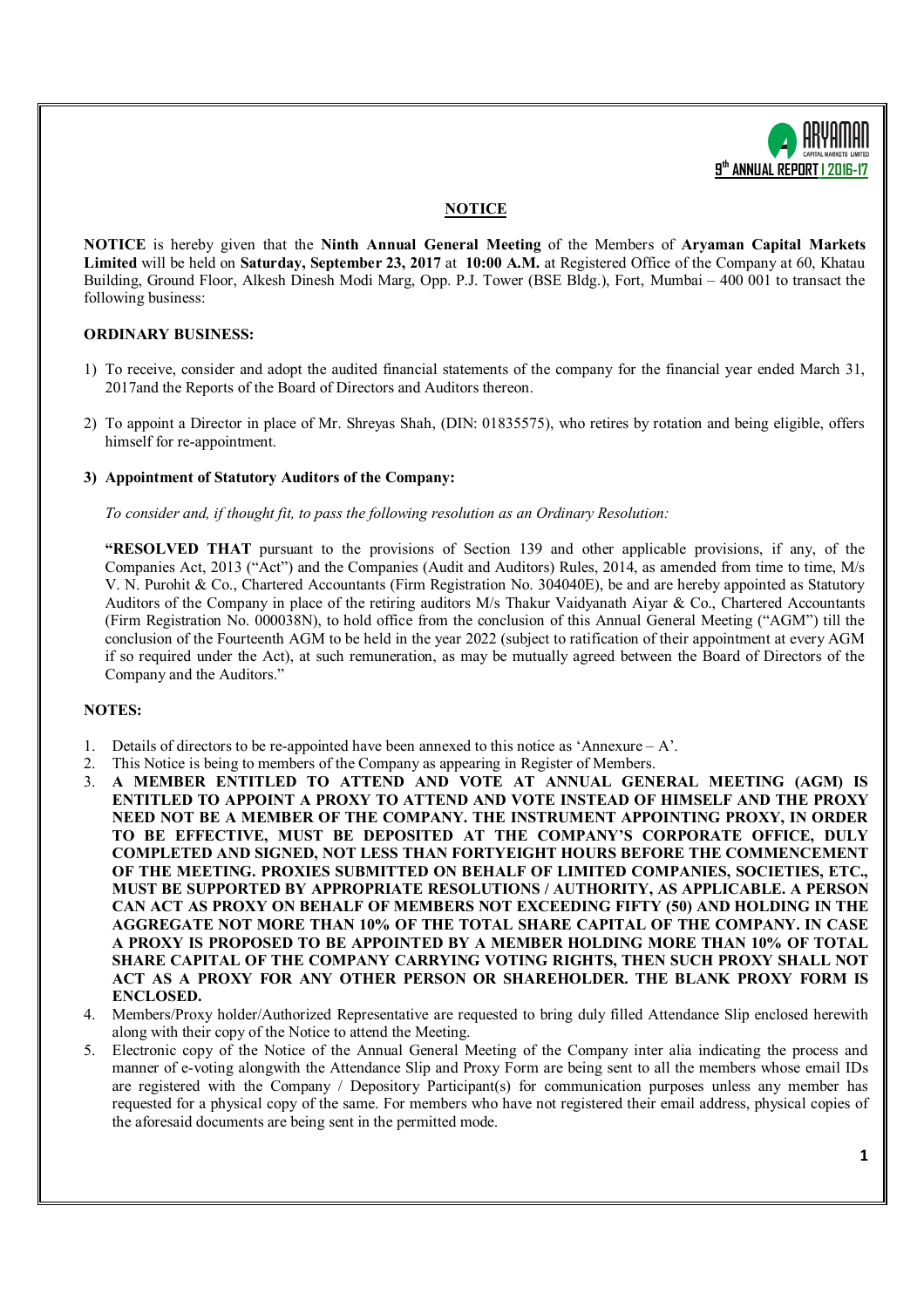## NOTICE

**NOTICE** is hereby given that the **Ninth Annual General Meeting** of the Members of **Aryaman Capital Markets Limited** will be held on **Saturday, September 23, 2017** at **10:00 A.M.** at Registered Office of the Company at 60, Khatau Building, Ground Floor, Alkesh Dinesh Modi Marg, Opp. P.J. Tower (BSE Bldg.), Fort, Mumbai – 400 001 to transact the following business:

### ORDINARY BUSINESS:

1) To receive, consider and adopt the audited financial statements of the company for the financial year ended March 31, 2017and the Reports of the Board of Directors and Auditors thereon.

2) To appoint a Director in place of Mr. Shreyas Shah, (DIN: 01835575), who retires by rotation and being eligible, offers himself for re-appointment.

3) **Appointment of Statutory Auditors of the Company:**

   *To consider and, if thought fit, to pass the following resolution as an Ordinary Resolution:*

   **"RESOLVED THAT** pursuant to the provisions of Section 139 and other applicable provisions, if any, of the Companies Act, 2013 ("Act") and the Companies (Audit and Auditors) Rules, 2014, as amended from time to time, M/s V. N. Purohit & Co., Chartered Accountants (Firm Registration No. 304040E), be and are hereby appointed as Statutory Auditors of the Company in place of the retiring auditors M/s Thakur Vaidyanath Aiyar & Co., Chartered Accountants (Firm Registration No. 000038N), to hold office from the conclusion of this Annual General Meeting ("AGM") till the conclusion of the Fourteenth AGM to be held in the year 2022 (subject to ratification of their appointment at every AGM if so required under the Act), at such remuneration, as may be mutually agreed between the Board of Directors of the Company and the Auditors."

### NOTES:

1. Details of directors to be re-appointed have been annexed to this notice as 'Annexure – A'.
2. This Notice is being to members of the Company as appearing in Register of Members.
3. **A MEMBER ENTITLED TO ATTEND AND VOTE AT ANNUAL GENERAL MEETING (AGM) IS ENTITLED TO APPOINT A PROXY TO ATTEND AND VOTE INSTEAD OF HIMSELF AND THE PROXY NEED NOT BE A MEMBER OF THE COMPANY. THE INSTRUMENT APPOINTING PROXY, IN ORDER TO BE EFFECTIVE, MUST BE DEPOSITED AT THE COMPANY'S CORPORATE OFFICE, DULY COMPLETED AND SIGNED, NOT LESS THAN FORTYEIGHT HOURS BEFORE THE COMMENCEMENT OF THE MEETING. PROXIES SUBMITTED ON BEHALF OF LIMITED COMPANIES, SOCIETIES, ETC., MUST BE SUPPORTED BY APPROPRIATE RESOLUTIONS / AUTHORITY, AS APPLICABLE. A PERSON CAN ACT AS PROXY ON BEHALF OF MEMBERS NOT EXCEEDING FIFTY (50) AND HOLDING IN THE AGGREGATE NOT MORE THAN 10% OF THE TOTAL SHARE CAPITAL OF THE COMPANY. IN CASE A PROXY IS PROPOSED TO BE APPOINTED BY A MEMBER HOLDING MORE THAN 10% OF TOTAL SHARE CAPITAL OF THE COMPANY CARRYING VOTING RIGHTS, THEN SUCH PROXY SHALL NOT ACT AS A PROXY FOR ANY OTHER PERSON OR SHAREHOLDER. THE BLANK PROXY FORM IS ENCLOSED.**
4. Members/Proxy holder/Authorized Representative are requested to bring duly filled Attendance Slip enclosed herewith along with their copy of the Notice to attend the Meeting.
5. Electronic copy of the Notice of the Annual General Meeting of the Company inter alia indicating the process and manner of e-voting alongwith the Attendance Slip and Proxy Form are being sent to all the members whose email IDs are registered with the Company / Depository Participant(s) for communication purposes unless any member has requested for a physical copy of the same. For members who have not registered their email address, physical copies of the aforesaid documents are being sent in the permitted mode.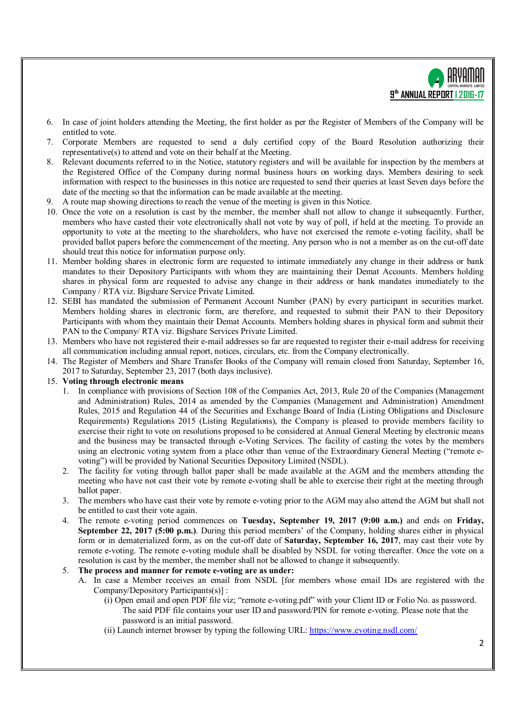6. In case of joint holders attending the Meeting, the first holder as per the Register of Members of the Company will be entitled to vote.
7. Corporate Members are requested to send a duly certified copy of the Board Resolution authorizing their representative(s) to attend and vote on their behalf at the Meeting.
8. Relevant documents referred to in the Notice, statutory registers and will be available for inspection by the members at the Registered Office of the Company during normal business hours on working days. Members desiring to seek information with respect to the businesses in this notice are requested to send their queries at least Seven days before the date of the meeting so that the information can be made available at the meeting.
9. A route map showing directions to reach the venue of the meeting is given in this Notice.
10. Once the vote on a resolution is cast by the member, the member shall not allow to change it subsequently. Further, members who have casted their vote electronically shall not vote by way of poll, if held at the meeting. To provide an opportunity to vote at the meeting to the shareholders, who have not exercised the remote e-voting facility, shall be provided ballot papers before the commencement of the meeting. Any person who is not a member as on the cut-off date should treat this notice for information purpose only.
11. Member holding shares in electronic form are requested to intimate immediately any change in their address or bank mandates to their Depository Participants with whom they are maintaining their Demat Accounts. Members holding shares in physical form are requested to advise any change in their address or bank mandates immediately to the Company / RTA viz. Bigshare Service Private Limited.
12. SEBI has mandated the submission of Permanent Account Number (PAN) by every participant in securities market. Members holding shares in electronic form, are therefore, and requested to submit their PAN to their Depository Participants with whom they maintain their Demat Accounts. Members holding shares in physical form and submit their PAN to the Company/ RTA viz. Bigshare Services Private Limited.
13. Members who have not registered their e-mail addresses so far are requested to register their e-mail address for receiving all communication including annual report, notices, circulars, etc. from the Company electronically.
14. The Register of Members and Share Transfer Books of the Company will remain closed from Saturday, September 16, 2017 to Saturday, September 23, 2017 (both days inclusive).
15. **Voting through electronic means**
    1. In compliance with provisions of Section 108 of the Companies Act, 2013, Rule 20 of the Companies (Management and Administration) Rules, 2014 as amended by the Companies (Management and Administration) Amendment Rules, 2015 and Regulation 44 of the Securities and Exchange Board of India (Listing Obligations and Disclosure Requirements) Regulations 2015 (Listing Regulations), the Company is pleased to provide members facility to exercise their right to vote on resolutions proposed to be considered at Annual General Meeting by electronic means and the business may be transacted through e-Voting Services. The facility of casting the votes by the members using an electronic voting system from a place other than venue of the Extraordinary General Meeting ("remote e-voting") will be provided by National Securities Depository Limited (NSDL).
    2. The facility for voting through ballot paper shall be made available at the AGM and the members attending the meeting who have not cast their vote by remote e-voting shall be able to exercise their right at the meeting through ballot paper.
    3. The members who have cast their vote by remote e-voting prior to the AGM may also attend the AGM but shall not be entitled to cast their vote again.
    4. The remote e-voting period commences on **Tuesday, September 19, 2017 (9:00 a.m.)** and ends on **Friday, September 22, 2017 (5:00 p.m.)**. During this period members' of the Company, holding shares either in physical form or in dematerialized form, as on the cut-off date of **Saturday, September 16, 2017**, may cast their vote by remote e-voting. The remote e-voting module shall be disabled by NSDL for voting thereafter. Once the vote on a resolution is cast by the member, the member shall not be allowed to change it subsequently.
    5. **The process and manner for remote e-voting are as under:**
       A. In case a Member receives an email from NSDL [for members whose email IDs are registered with the Company/Depository Participants(s)] :
          (i) Open email and open PDF file viz; "remote e-voting.pdf" with your Client ID or Folio No. as password. The said PDF file contains your user ID and password/PIN for remote e-voting. Please note that the password is an initial password.
          (ii) Launch internet browser by typing the following URL: https://www.evoting.nsdl.com/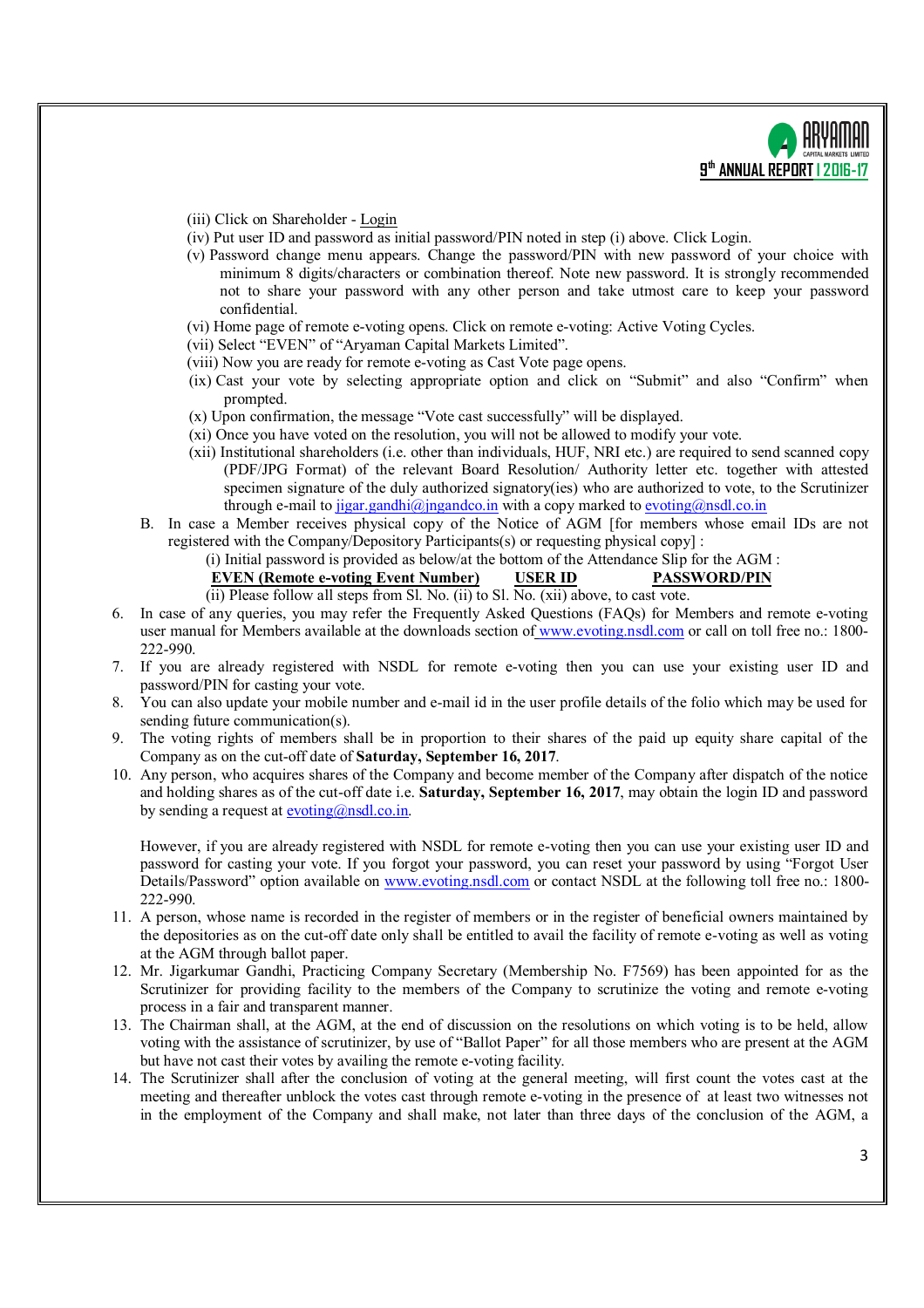(iii) Click on Shareholder - Login

(iv) Put user ID and password as initial password/PIN noted in step (i) above. Click Login.

(v) Password change menu appears. Change the password/PIN with new password of your choice with minimum 8 digits/characters or combination thereof. Note new password. It is strongly recommended not to share your password with any other person and take utmost care to keep your password confidential.

(vi) Home page of remote e-voting opens. Click on remote e-voting: Active Voting Cycles.

(vii) Select "EVEN" of "Aryaman Capital Markets Limited".

(viii) Now you are ready for remote e-voting as Cast Vote page opens.

(ix) Cast your vote by selecting appropriate option and click on "Submit" and also "Confirm" when prompted.

(x) Upon confirmation, the message "Vote cast successfully" will be displayed.

(xi) Once you have voted on the resolution, you will not be allowed to modify your vote.

(xii) Institutional shareholders (i.e. other than individuals, HUF, NRI etc.) are required to send scanned copy (PDF/JPG Format) of the relevant Board Resolution/ Authority letter etc. together with attested specimen signature of the duly authorized signatory(ies) who are authorized to vote, to the Scrutinizer through e-mail to jigar.gandhi@jngandco.in with a copy marked to evoting@nsdl.co.in

B. In case a Member receives physical copy of the Notice of AGM [for members whose email IDs are not registered with the Company/Depository Participants(s) or requesting physical copy] :

(i) Initial password is provided as below/at the bottom of the Attendance Slip for the AGM :

| EVEN (Remote e-voting Event Number) | USER ID | PASSWORD/PIN |
|---|---|---|

(ii) Please follow all steps from Sl. No. (ii) to Sl. No. (xii) above, to cast vote.

6. In case of any queries, you may refer the Frequently Asked Questions (FAQs) for Members and remote e-voting user manual for Members available at the downloads section of www.evoting.nsdl.com or call on toll free no.: 1800-222-990.

7. If you are already registered with NSDL for remote e-voting then you can use your existing user ID and password/PIN for casting your vote.

8. You can also update your mobile number and e-mail id in the user profile details of the folio which may be used for sending future communication(s).

9. The voting rights of members shall be in proportion to their shares of the paid up equity share capital of the Company as on the cut-off date of **Saturday, September 16, 2017**.

10. Any person, who acquires shares of the Company and become member of the Company after dispatch of the notice and holding shares as of the cut-off date i.e. **Saturday, September 16, 2017**, may obtain the login ID and password by sending a request at evoting@nsdl.co.in.

    However, if you are already registered with NSDL for remote e-voting then you can use your existing user ID and password for casting your vote. If you forgot your password, you can reset your password by using "Forgot User Details/Password" option available on www.evoting.nsdl.com or contact NSDL at the following toll free no.: 1800-222-990.

11. A person, whose name is recorded in the register of members or in the register of beneficial owners maintained by the depositories as on the cut-off date only shall be entitled to avail the facility of remote e-voting as well as voting at the AGM through ballot paper.

12. Mr. Jigarkumar Gandhi, Practicing Company Secretary (Membership No. F7569) has been appointed for as the Scrutinizer for providing facility to the members of the Company to scrutinize the voting and remote e-voting process in a fair and transparent manner.

13. The Chairman shall, at the AGM, at the end of discussion on the resolutions on which voting is to be held, allow voting with the assistance of scrutinizer, by use of "Ballot Paper" for all those members who are present at the AGM but have not cast their votes by availing the remote e-voting facility.

14. The Scrutinizer shall after the conclusion of voting at the general meeting, will first count the votes cast at the meeting and thereafter unblock the votes cast through remote e-voting in the presence of at least two witnesses not in the employment of the Company and shall make, not later than three days of the conclusion of the AGM, a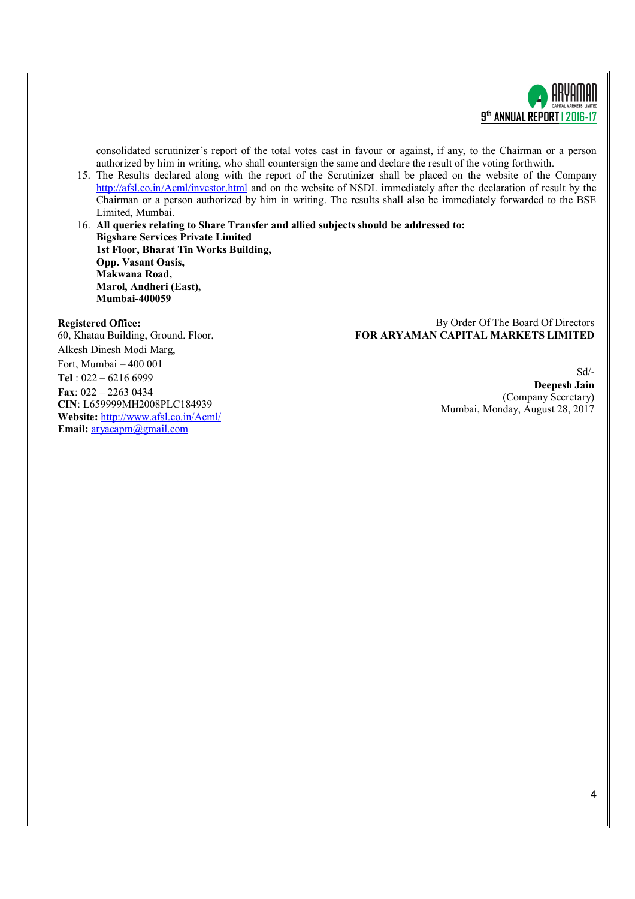consolidated scrutinizer's report of the total votes cast in favour or against, if any, to the Chairman or a person authorized by him in writing, who shall countersign the same and declare the result of the voting forthwith.

15. The Results declared along with the report of the Scrutinizer shall be placed on the website of the Company http://afsl.co.in/Acml/investor.html and on the website of NSDL immediately after the declaration of result by the Chairman or a person authorized by him in writing. The results shall also be immediately forwarded to the BSE Limited, Mumbai.
16. **All queries relating to Share Transfer and allied subjects should be addressed to:**
    **Bigshare Services Private Limited**
    **1st Floor, Bharat Tin Works Building,**
    **Opp. Vasant Oasis,**
    **Makwana Road,**
    **Marol, Andheri (East),**
    **Mumbai-400059**

By Order Of The Board Of Directors
**FOR ARYAMAN CAPITAL MARKETS LIMITED**

Sd/-
**Deepesh Jain**
(Company Secretary)
Mumbai, Monday, August 28, 2017

**Registered Office:**
60, Khatau Building, Ground. Floor,
Alkesh Dinesh Modi Marg,
Fort, Mumbai – 400 001
**Tel** : 022 – 6216 6999
**Fax**: 022 – 2263 0434
**CIN**: L659999MH2008PLC184939
**Website:** http://www.afsl.co.in/Acml/
**Email:** aryacapm@gmail.com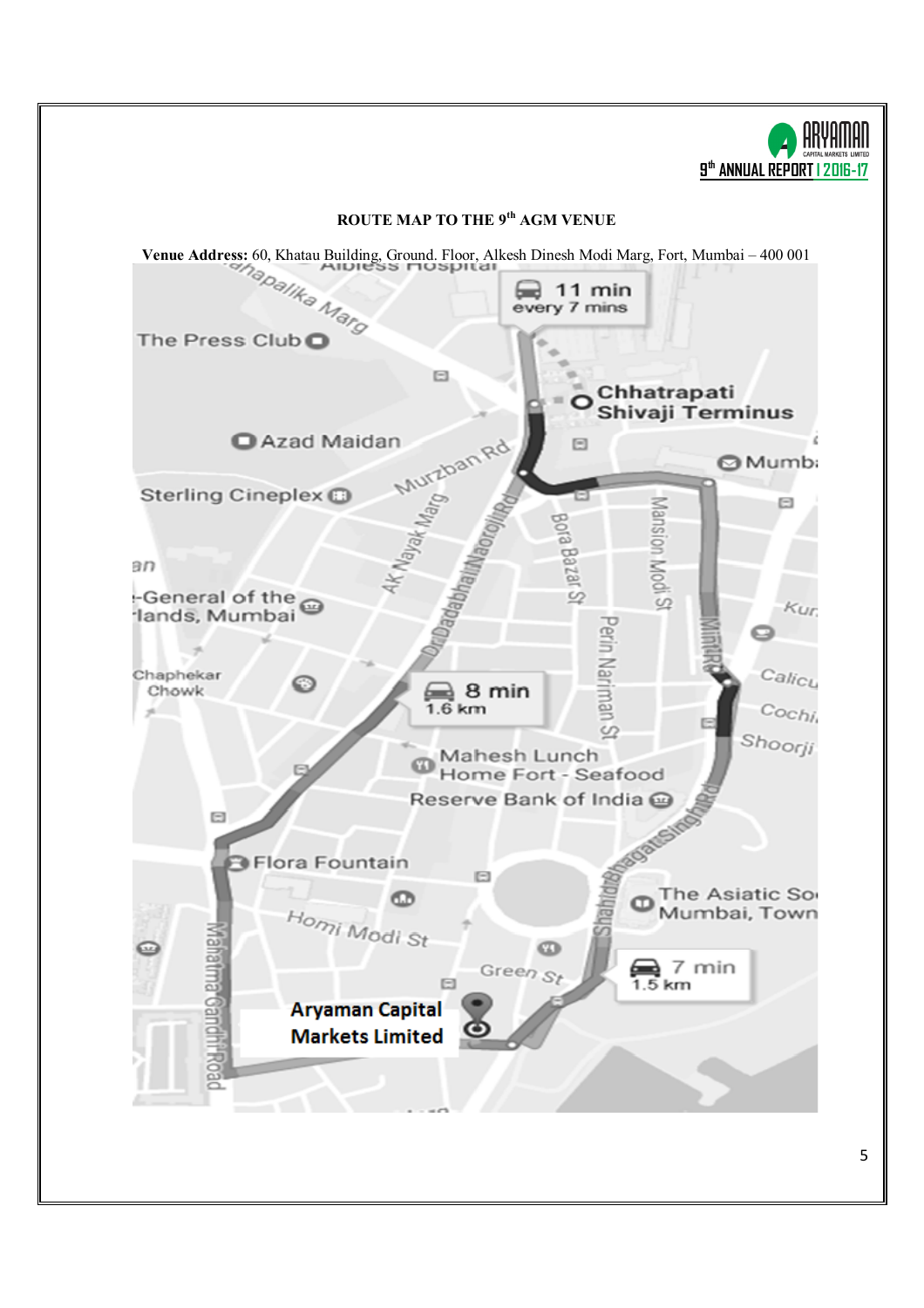## ROUTE MAP TO THE 9th AGM VENUE

**Venue Address:** 60, Khatau Building, Ground. Floor, Alkesh Dinesh Modi Marg, Fort, Mumbai – 400 001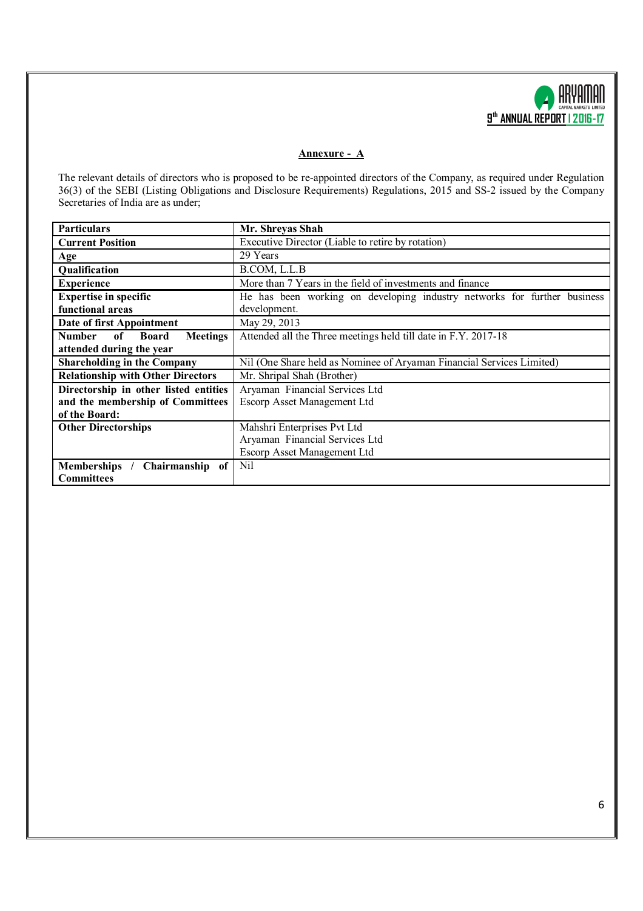## Annexure - A

The relevant details of directors who is proposed to be re-appointed directors of the Company, as required under Regulation 36(3) of the SEBI (Listing Obligations and Disclosure Requirements) Regulations, 2015 and SS-2 issued by the Company Secretaries of India are as under;

| **Particulars** | **Mr. Shreyas Shah** |
|---|---|
| **Current Position** | Executive Director (Liable to retire by rotation) |
| **Age** | 29 Years |
| **Qualification** | B.COM, L.L.B |
| **Experience** | More than 7 Years in the field of investments and finance |
| **Expertise in specific functional areas** | He has been working on developing industry networks for further business development. |
| **Date of first Appointment** | May 29, 2013 |
| **Number of Board Meetings attended during the year** | Attended all the Three meetings held till date in F.Y. 2017-18 |
| **Shareholding in the Company** | Nil (One Share held as Nominee of Aryaman Financial Services Limited) |
| **Relationship with Other Directors** | Mr. Shripal Shah (Brother) |
| **Directorship in other listed entities and the membership of Committees of the Board:** | Aryaman Financial Services Ltd<br>Escorp Asset Management Ltd |
| **Other Directorships** | Mahshri Enterprises Pvt Ltd<br>Aryaman Financial Services Ltd<br>Escorp Asset Management Ltd |
| **Memberships / Chairmanship of Committees** | Nil |